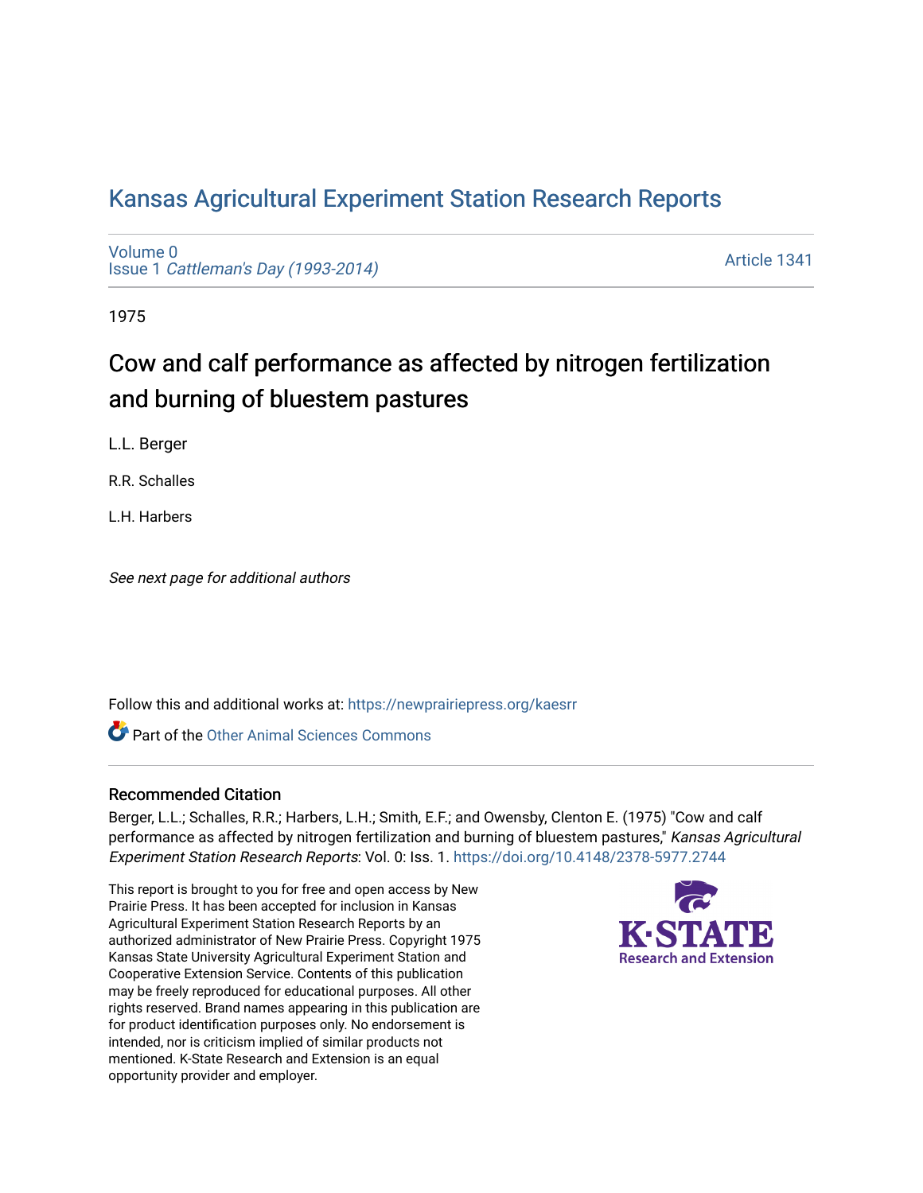# Kansas Agricultural Experiment Station Research Reports

Volume 0
Issue 1 *Cattleman's Day (1993-2014)*

Article 1341

1975

## Cow and calf performance as affected by nitrogen fertilization and burning of bluestem pastures

L.L. Berger

R.R. Schalles

L.H. Harbers

*See next page for additional authors*

Follow this and additional works at: https://newprairiepress.org/kaesrr

Part of the Other Animal Sciences Commons

### Recommended Citation

Berger, L.L.; Schalles, R.R.; Harbers, L.H.; Smith, E.F.; and Owensby, Clenton E. (1975) "Cow and calf performance as affected by nitrogen fertilization and burning of bluestem pastures," *Kansas Agricultural Experiment Station Research Reports*: Vol. 0: Iss. 1. https://doi.org/10.4148/2378-5977.2744

This report is brought to you for free and open access by New Prairie Press. It has been accepted for inclusion in Kansas Agricultural Experiment Station Research Reports by an authorized administrator of New Prairie Press. Copyright 1975 Kansas State University Agricultural Experiment Station and Cooperative Extension Service. Contents of this publication may be freely reproduced for educational purposes. All other rights reserved. Brand names appearing in this publication are for product identification purposes only. No endorsement is intended, nor is criticism implied of similar products not mentioned. K-State Research and Extension is an equal opportunity provider and employer.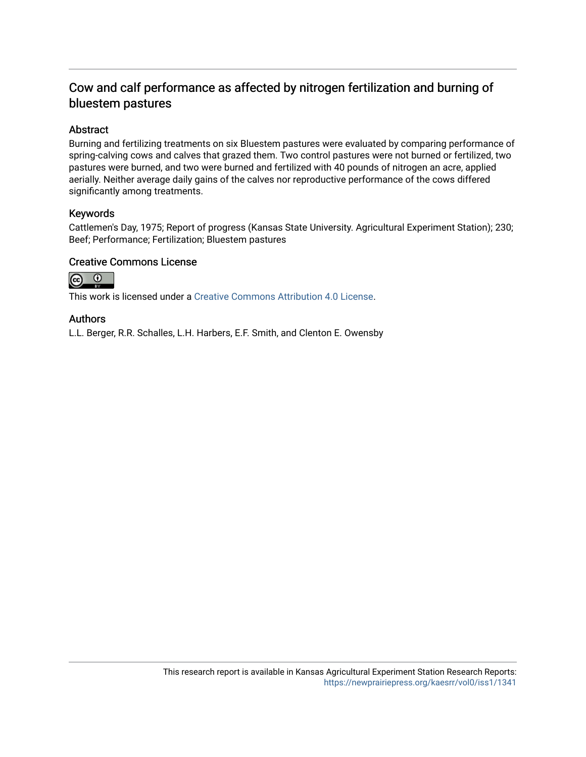# Cow and calf performance as affected by nitrogen fertilization and burning of bluestem pastures

## Abstract

Burning and fertilizing treatments on six Bluestem pastures were evaluated by comparing performance of spring-calving cows and calves that grazed them. Two control pastures were not burned or fertilized, two pastures were burned, and two were burned and fertilized with 40 pounds of nitrogen an acre, applied aerially. Neither average daily gains of the calves nor reproductive performance of the cows differed significantly among treatments.

## Keywords

Cattlemen's Day, 1975; Report of progress (Kansas State University. Agricultural Experiment Station); 230; Beef; Performance; Fertilization; Bluestem pastures

## Creative Commons License

This work is licensed under a Creative Commons Attribution 4.0 License.

## Authors

L.L. Berger, R.R. Schalles, L.H. Harbers, E.F. Smith, and Clenton E. Owensby

This research report is available in Kansas Agricultural Experiment Station Research Reports: https://newprairiepress.org/kaesrr/vol0/iss1/1341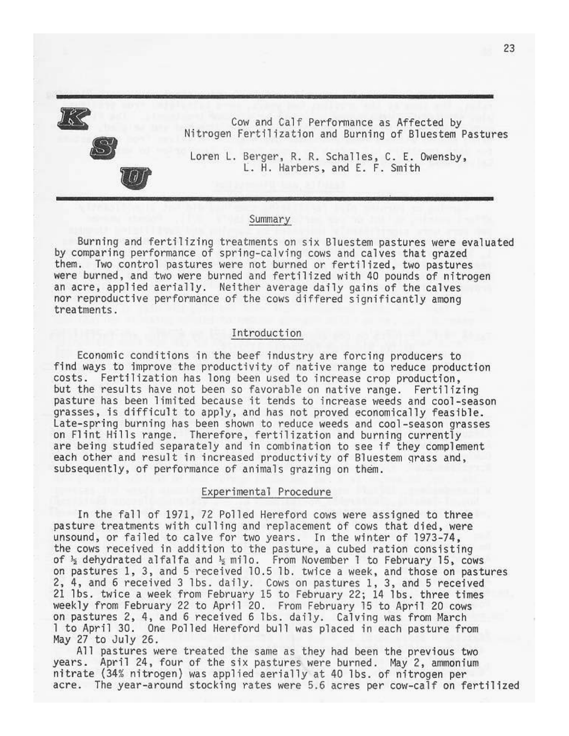# Cow and Calf Performance as Affected by Nitrogen Fertilization and Burning of Bluestem Pastures

Loren L. Berger, R. R. Schalles, C. E. Owensby, L. H. Harbers, and E. F. Smith

## Summary

Burning and fertilizing treatments on six Bluestem pastures were evaluated by comparing performance of spring-calving cows and calves that grazed them. Two control pastures were not burned or fertilized, two pastures were burned, and two were burned and fertilized with 40 pounds of nitrogen an acre, applied aerially. Neither average daily gains of the calves nor reproductive performance of the cows differed significantly among treatments.

## Introduction

Economic conditions in the beef industry are forcing producers to find ways to improve the productivity of native range to reduce production costs. Fertilization has long been used to increase crop production, but the results have not been so favorable on native range. Fertilizing pasture has been limited because it tends to increase weeds and cool-season grasses, is difficult to apply, and has not proved economically feasible. Late-spring burning has been shown to reduce weeds and cool-season grasses on Flint Hills range. Therefore, fertilization and burning currently are being studied separately and in combination to see if they complement each other and result in increased productivity of Bluestem grass and, subsequently, of performance of animals grazing on them.

## Experimental Procedure

In the fall of 1971, 72 Polled Hereford cows were assigned to three pasture treatments with culling and replacement of cows that died, were unsound, or failed to calve for two years. In the winter of 1973-74, the cows received in addition to the pasture, a cubed ration consisting of ½ dehydrated alfalfa and ½ milo. From November 1 to February 15, cows on pastures 1, 3, and 5 received 10.5 lb. twice a week, and those on pastures 2, 4, and 6 received 3 lbs. daily. Cows on pastures 1, 3, and 5 received 21 lbs. twice a week from February 15 to February 22; 14 lbs. three times weekly from February 22 to April 20. From February 15 to April 20 cows on pastures 2, 4, and 6 received 6 lbs. daily. Calving was from March 1 to April 30. One Polled Hereford bull was placed in each pasture from May 27 to July 26.

All pastures were treated the same as they had been the previous two years. April 24, four of the six pastures were burned. May 2, ammonium nitrate (34% nitrogen) was applied aerially at 40 lbs. of nitrogen per acre. The year-around stocking rates were 5.6 acres per cow-calf on fertilized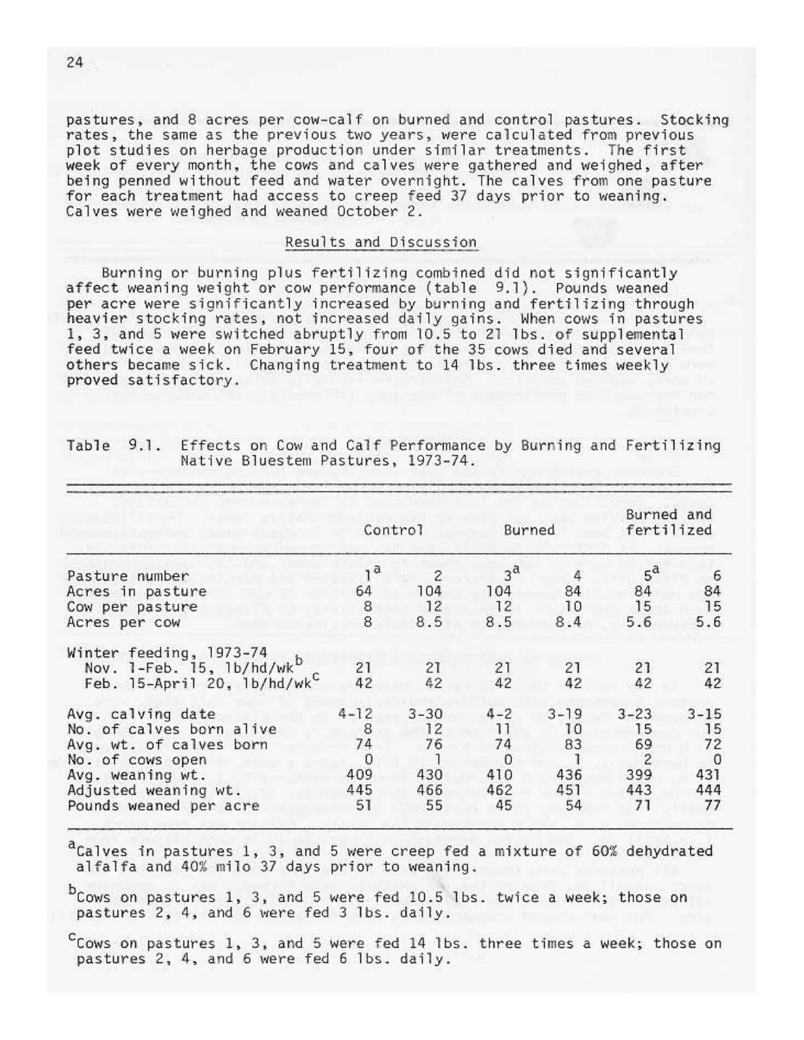pastures, and 8 acres per cow-calf on burned and control pastures. Stocking rates, the same as the previous two years, were calculated from previous plot studies on herbage production under similar treatments. The first week of every month, the cows and calves were gathered and weighed, after being penned without feed and water overnight. The calves from one pasture for each treatment had access to creep feed 37 days prior to weaning. Calves were weighed and weaned October 2.

## Results and Discussion

Burning or burning plus fertilizing combined did not significantly affect weaning weight or cow performance (table 9.1). Pounds weaned per acre were significantly increased by burning and fertilizing through heavier stocking rates, not increased daily gains. When cows in pastures 1, 3, and 5 were switched abruptly from 10.5 to 21 lbs. of supplemental feed twice a week on February 15, four of the 35 cows died and several others became sick. Changing treatment to 14 lbs. three times weekly proved satisfactory.

Table 9.1. Effects on Cow and Calf Performance by Burning and Fertilizing Native Bluestem Pastures, 1973-74.

| | Control | | Burned | | Burned and fertilized | |
|---|---|---|---|---|---|---|
| Pasture number | 1[a] | 2 | 3[a] | 4 | 5[a] | 6 |
| Acres in pasture | 64 | 104 | 104 | 84 | 84 | 84 |
| Cow per pasture | 8 | 12 | 12 | 10 | 15 | 15 |
| Acres per cow | 8 | 8.5 | 8.5 | 8.4 | 5.6 | 5.6 |
| Winter feeding, 1973-74 | | | | | | |
| Nov. 1-Feb. 15, lb/hd/wk[b] | 21 | 21 | 21 | 21 | 21 | 21 |
| Feb. 15-April 20, lb/hd/wk[c] | 42 | 42 | 42 | 42 | 42 | 42 |
| Avg. calving date | 4-12 | 3-30 | 4-2 | 3-19 | 3-23 | 3-15 |
| No. of calves born alive | 8 | 12 | 11 | 10 | 15 | 15 |
| Avg. wt. of calves born | 74 | 76 | 74 | 83 | 69 | 72 |
| No. of cows open | 0 | 1 | 0 | 1 | 2 | 0 |
| Avg. weaning wt. | 409 | 430 | 410 | 436 | 399 | 431 |
| Adjusted weaning wt. | 445 | 466 | 462 | 451 | 443 | 444 |
| Pounds weaned per acre | 51 | 55 | 45 | 54 | 71 | 77 |

[a]Calves in pastures 1, 3, and 5 were creep fed a mixture of 60% dehydrated alfalfa and 40% milo 37 days prior to weaning.

[b]Cows on pastures 1, 3, and 5 were fed 10.5 lbs. twice a week; those on pastures 2, 4, and 6 were fed 3 lbs. daily.

[c]Cows on pastures 1, 3, and 5 were fed 14 lbs. three times a week; those on pastures 2, 4, and 6 were fed 6 lbs. daily.